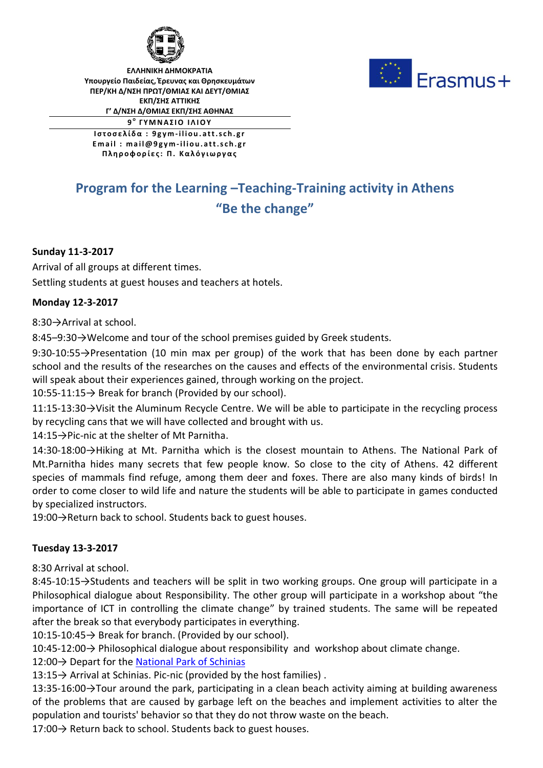ΕΛΛΗΝΙΚΗ ΔΗΜΟΚΡΑΤΙΑ
Υπουργείο Παιδείας, Έρευνας και Θρησκευμάτων
ΠΕΡ/ΚΗ Δ/ΝΣΗ ΠΡΩΤ/ΘΜΙΑΣ ΚΑΙ ΔΕΥΤ/ΘΜΙΑΣ
ΕΚΠ/ΣΗΣ ΑΤΤΙΚΗΣ
Γ' Δ/ΝΣΗ Δ/ΘΜΙΑΣ ΕΚΠ/ΣΗΣ ΑΘΗΝΑΣ

**9° ΓΥΜΝΑΣΙΟ ΙΛΙΟΥ**

Ιστοσελίδα : 9gym-iliou.att.sch.gr
Email : mail@9gym-iliou.att.sch.gr
Πληροφορίες: Π. Καλόγιωργας

Erasmus+

# Program for the Learning –Teaching-Training activity in Athens "Be the change"

**Sunday 11-3-2017**

Arrival of all groups at different times.

Settling students at guest houses and teachers at hotels.

**Monday 12-3-2017**

8:30→Arrival at school.

8:45–9:30→Welcome and tour of the school premises guided by Greek students.

9:30-10:55→Presentation (10 min max per group) of the work that has been done by each partner school and the results of the researches on the causes and effects of the environmental crisis. Students will speak about their experiences gained, through working on the project.

10:55-11:15→ Break for branch (Provided by our school).

11:15-13:30→Visit the Aluminum Recycle Centre. We will be able to participate in the recycling process by recycling cans that we will have collected and brought with us.

14:15→Pic-nic at the shelter of Mt Parnitha.

14:30-18:00→Hiking at Mt. Parnitha which is the closest mountain to Athens. The National Park of Mt.Parnitha hides many secrets that few people know. So close to the city of Athens. 42 different species of mammals find refuge, among them deer and foxes. There are also many kinds of birds! In order to come closer to wild life and nature the students will be able to participate in games conducted by specialized instructors.

19:00→Return back to school. Students back to guest houses.

**Tuesday 13-3-2017**

8:30 Arrival at school.

8:45-10:15→Students and teachers will be split in two working groups. One group will participate in a Philosophical dialogue about Responsibility. The other group will participate in a workshop about "the importance of ICT in controlling the climate change" by trained students. The same will be repeated after the break so that everybody participates in everything.

10:15-10:45→ Break for branch. (Provided by our school).

10:45-12:00→ Philosophical dialogue about responsibility and workshop about climate change.

12:00→ Depart for the National Park of Schinias

13:15→ Arrival at Schinias. Pic-nic (provided by the host families) .

13:35-16:00→Tour around the park, participating in a clean beach activity aiming at building awareness of the problems that are caused by garbage left on the beaches and implement activities to alter the population and tourists' behavior so that they do not throw waste on the beach.

17:00→ Return back to school. Students back to guest houses.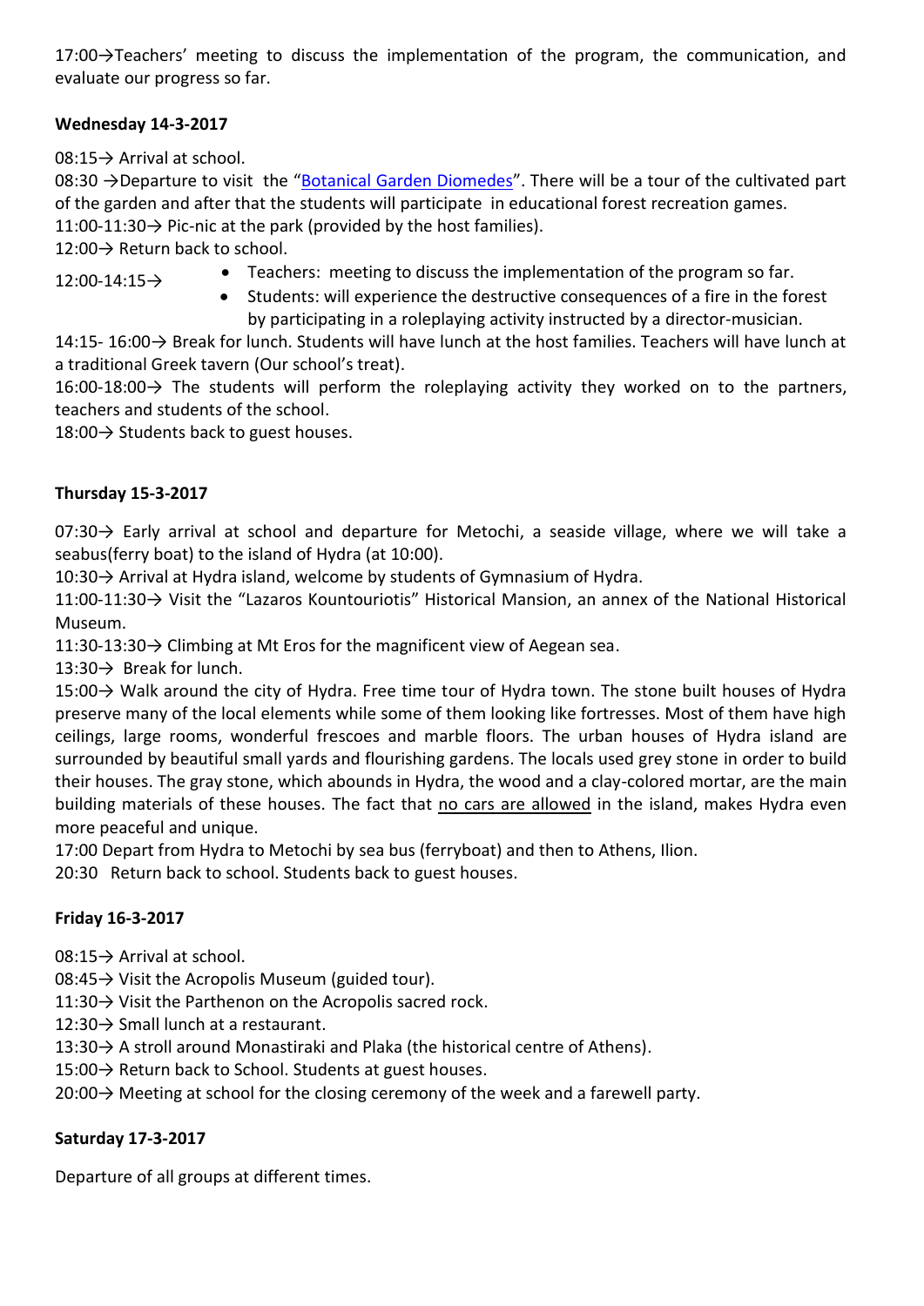17:00→Teachers' meeting to discuss the implementation of the program, the communication, and evaluate our progress so far.

**Wednesday 14-3-2017**

08:15→ Arrival at school.
08:30 →Departure to visit the "Botanical Garden Diomedes". There will be a tour of the cultivated part of the garden and after that the students will participate in educational forest recreation games.
11:00-11:30→ Pic-nic at the park (provided by the host families).
12:00→ Return back to school.
12:00-14:15→

- Teachers: meeting to discuss the implementation of the program so far.
- Students: will experience the destructive consequences of a fire in the forest by participating in a roleplaying activity instructed by a director-musician.

14:15- 16:00→ Break for lunch. Students will have lunch at the host families. Teachers will have lunch at a traditional Greek tavern (Our school's treat).
16:00-18:00→ The students will perform the roleplaying activity they worked on to the partners, teachers and students of the school.
18:00→ Students back to guest houses.

**Thursday 15-3-2017**

07:30→ Early arrival at school and departure for Metochi, a seaside village, where we will take a seabus(ferry boat) to the island of Hydra (at 10:00).
10:30→ Arrival at Hydra island, welcome by students of Gymnasium of Hydra.
11:00-11:30→ Visit the "Lazaros Kountouriotis" Historical Mansion, an annex of the National Historical Museum.
11:30-13:30→ Climbing at Mt Eros for the magnificent view of Aegean sea.
13:30→ Break for lunch.
15:00→ Walk around the city of Hydra. Free time tour of Hydra town. The stone built houses of Hydra preserve many of the local elements while some of them looking like fortresses. Most of them have high ceilings, large rooms, wonderful frescoes and marble floors. The urban houses of Hydra island are surrounded by beautiful small yards and flourishing gardens. The locals used grey stone in order to build their houses. The gray stone, which abounds in Hydra, the wood and a clay-colored mortar, are the main building materials of these houses. The fact that no cars are allowed in the island, makes Hydra even more peaceful and unique.
17:00 Depart from Hydra to Metochi by sea bus (ferryboat) and then to Athens, Ilion.
20:30 Return back to school. Students back to guest houses.

**Friday 16-3-2017**

08:15→ Arrival at school.
08:45→ Visit the Acropolis Museum (guided tour).
11:30→ Visit the Parthenon on the Acropolis sacred rock.
12:30→ Small lunch at a restaurant.
13:30→ A stroll around Monastiraki and Plaka (the historical centre of Athens).
15:00→ Return back to School. Students at guest houses.
20:00→ Meeting at school for the closing ceremony of the week and a farewell party.

**Saturday 17-3-2017**

Departure of all groups at different times.